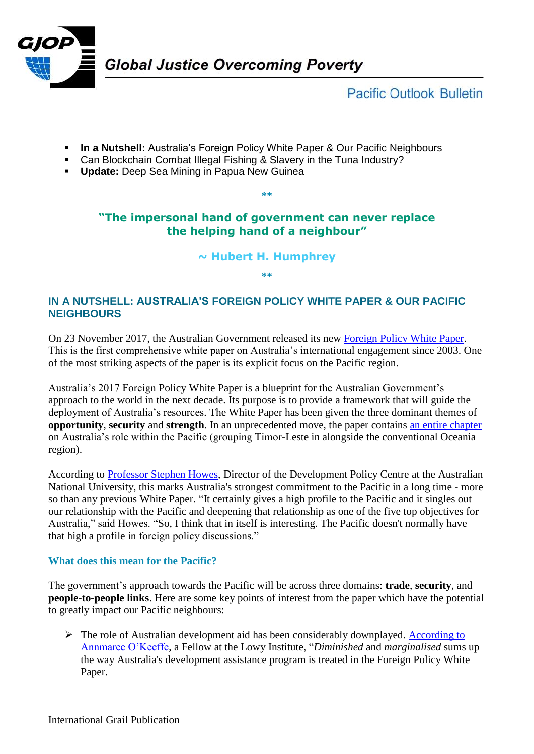Global Justice Overcoming Poverty

Pacific Outlook Bulletin

- **In a Nutshell:** Australia's Foreign Policy White Paper & Our Pacific Neighbours
- Can Blockchain Combat Illegal Fishing & Slavery in the Tuna Industry?
- **Update:** Deep Sea Mining in Papua New Guinea

**

**"The impersonal hand of government can never replace the helping hand of a neighbour"**

**~ Hubert H. Humphrey**

**

## IN A NUTSHELL: AUSTRALIA'S FOREIGN POLICY WHITE PAPER & OUR PACIFIC NEIGHBOURS

On 23 November 2017, the Australian Government released its new Foreign Policy White Paper. This is the first comprehensive white paper on Australia's international engagement since 2003. One of the most striking aspects of the paper is its explicit focus on the Pacific region.

Australia's 2017 Foreign Policy White Paper is a blueprint for the Australian Government's approach to the world in the next decade. Its purpose is to provide a framework that will guide the deployment of Australia's resources. The White Paper has been given the three dominant themes of **opportunity**, **security** and **strength**. In an unprecedented move, the paper contains an entire chapter on Australia's role within the Pacific (grouping Timor-Leste in alongside the conventional Oceania region).

According to Professor Stephen Howes, Director of the Development Policy Centre at the Australian National University, this marks Australia's strongest commitment to the Pacific in a long time - more so than any previous White Paper. "It certainly gives a high profile to the Pacific and it singles out our relationship with the Pacific and deepening that relationship as one of the five top objectives for Australia," said Howes. "So, I think that in itself is interesting. The Pacific doesn't normally have that high a profile in foreign policy discussions."

### What does this mean for the Pacific?

The government's approach towards the Pacific will be across three domains: **trade**, **security**, and **people-to-people links**. Here are some key points of interest from the paper which have the potential to greatly impact our Pacific neighbours:

- The role of Australian development aid has been considerably downplayed. According to Annmaree O'Keeffe, a Fellow at the Lowy Institute, "*Diminished* and *marginalised* sums up the way Australia's development assistance program is treated in the Foreign Policy White Paper.

International Grail Publication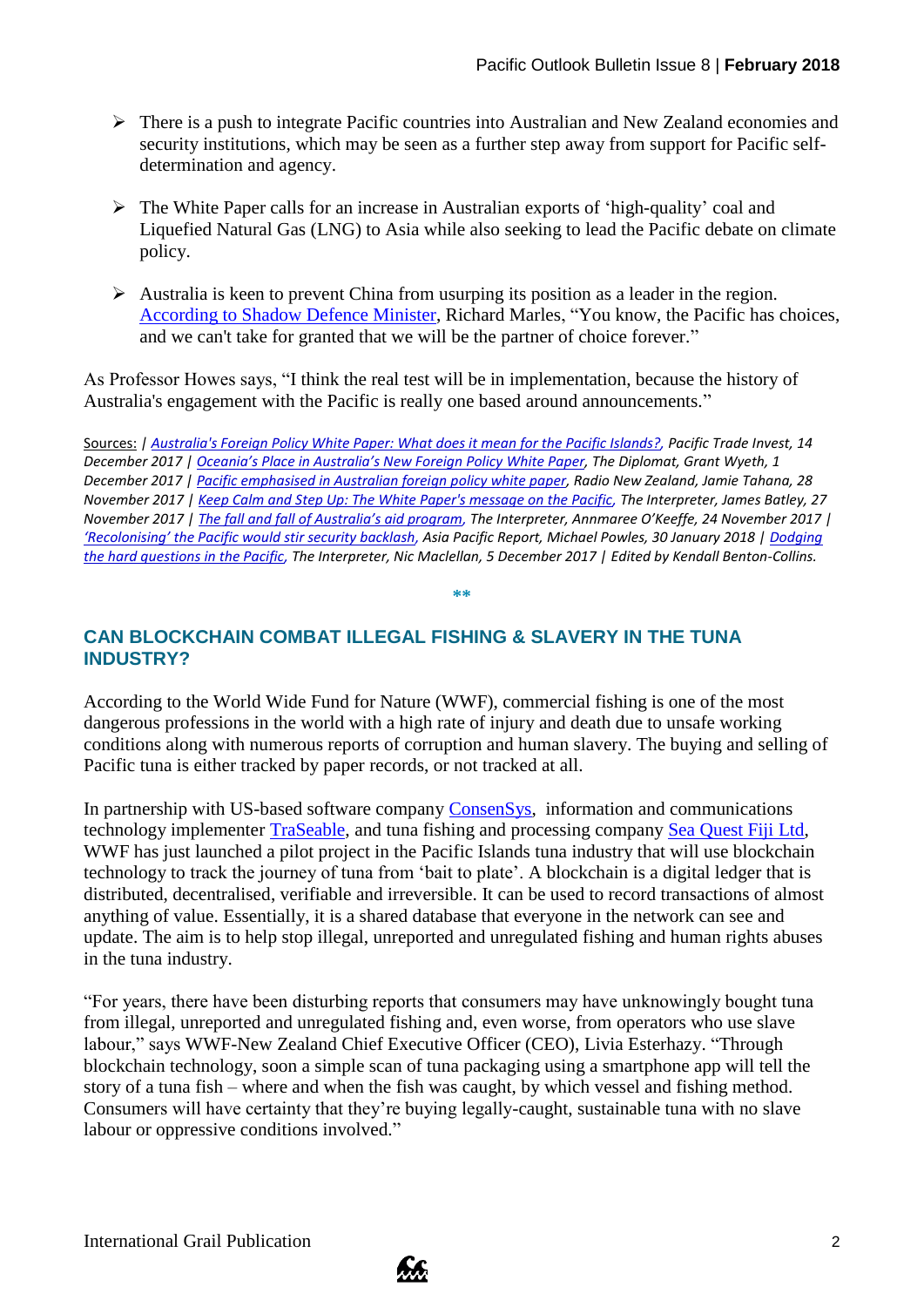- There is a push to integrate Pacific countries into Australian and New Zealand economies and security institutions, which may be seen as a further step away from support for Pacific self-determination and agency.

- The White Paper calls for an increase in Australian exports of 'high-quality' coal and Liquefied Natural Gas (LNG) to Asia while also seeking to lead the Pacific debate on climate policy.

- Australia is keen to prevent China from usurping its position as a leader in the region. According to Shadow Defence Minister, Richard Marles, "You know, the Pacific has choices, and we can't take for granted that we will be the partner of choice forever."

As Professor Howes says, "I think the real test will be in implementation, because the history of Australia's engagement with the Pacific is really one based around announcements."

Sources: | *Australia's Foreign Policy White Paper: What does it mean for the Pacific Islands?, Pacific Trade Invest, 14 December 2017 | Oceania's Place in Australia's New Foreign Policy White Paper, The Diplomat, Grant Wyeth, 1 December 2017 | Pacific emphasised in Australian foreign policy white paper, Radio New Zealand, Jamie Tahana, 28 November 2017 | Keep Calm and Step Up: The White Paper's message on the Pacific, The Interpreter, James Batley, 27 November 2017 | The fall and fall of Australia's aid program, The Interpreter, Annmaree O'Keeffe, 24 November 2017 | 'Recolonising' the Pacific would stir security backlash, Asia Pacific Report, Michael Powles, 30 January 2018 | Dodging the hard questions in the Pacific, The Interpreter, Nic Maclellan, 5 December 2017 | Edited by Kendall Benton-Collins.*

**

## CAN BLOCKCHAIN COMBAT ILLEGAL FISHING & SLAVERY IN THE TUNA INDUSTRY?

According to the World Wide Fund for Nature (WWF), commercial fishing is one of the most dangerous professions in the world with a high rate of injury and death due to unsafe working conditions along with numerous reports of corruption and human slavery. The buying and selling of Pacific tuna is either tracked by paper records, or not tracked at all.

In partnership with US-based software company ConsenSys, information and communications technology implementer TraSeable, and tuna fishing and processing company Sea Quest Fiji Ltd, WWF has just launched a pilot project in the Pacific Islands tuna industry that will use blockchain technology to track the journey of tuna from 'bait to plate'. A blockchain is a digital ledger that is distributed, decentralised, verifiable and irreversible. It can be used to record transactions of almost anything of value. Essentially, it is a shared database that everyone in the network can see and update. The aim is to help stop illegal, unreported and unregulated fishing and human rights abuses in the tuna industry.

"For years, there have been disturbing reports that consumers may have unknowingly bought tuna from illegal, unreported and unregulated fishing and, even worse, from operators who use slave labour," says WWF-New Zealand Chief Executive Officer (CEO), Livia Esterhazy. "Through blockchain technology, soon a simple scan of tuna packaging using a smartphone app will tell the story of a tuna fish – where and when the fish was caught, by which vessel and fishing method. Consumers will have certainty that they're buying legally-caught, sustainable tuna with no slave labour or oppressive conditions involved."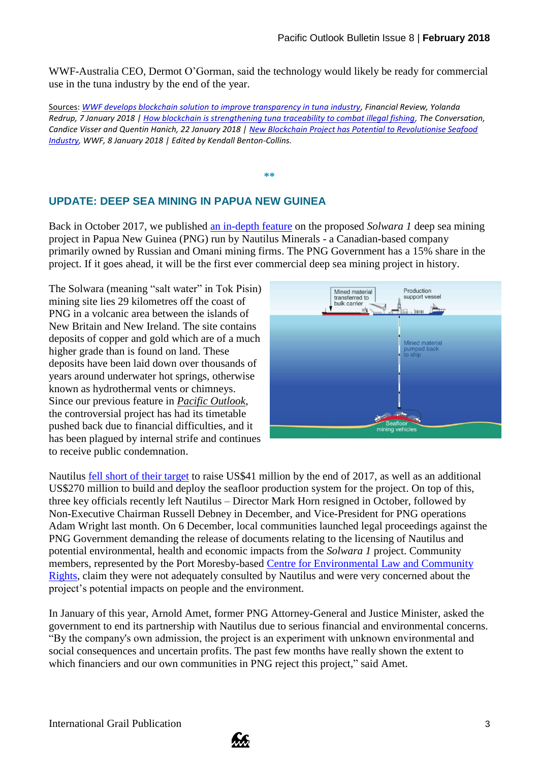WWF-Australia CEO, Dermot O'Gorman, said the technology would likely be ready for commercial use in the tuna industry by the end of the year.

Sources: *WWF develops blockchain solution to improve transparency in tuna industry, Financial Review, Yolanda Redrup, 7 January 2018 | How blockchain is strengthening tuna traceability to combat illegal fishing, The Conversation, Candice Visser and Quentin Hanich, 22 January 2018 | New Blockchain Project has Potential to Revolutionise Seafood Industry, WWF, 8 January 2018 | Edited by Kendall Benton-Collins.*

**

## UPDATE: DEEP SEA MINING IN PAPUA NEW GUINEA

Back in October 2017, we published an in-depth feature on the proposed *Solwara 1* deep sea mining project in Papua New Guinea (PNG) run by Nautilus Minerals - a Canadian-based company primarily owned by Russian and Omani mining firms. The PNG Government has a 15% share in the project. If it goes ahead, it will be the first ever commercial deep sea mining project in history.

The Solwara (meaning "salt water" in Tok Pisin) mining site lies 29 kilometres off the coast of PNG in a volcanic area between the islands of New Britain and New Ireland. The site contains deposits of copper and gold which are of a much higher grade than is found on land. These deposits have been laid down over thousands of years around underwater hot springs, otherwise known as hydrothermal vents or chimneys. Since our previous feature in *Pacific Outlook*, the controversial project has had its timetable pushed back due to financial difficulties, and it has been plagued by internal strife and continues to receive public condemnation.

Nautilus fell short of their target to raise US$41 million by the end of 2017, as well as an additional US$270 million to build and deploy the seafloor production system for the project. On top of this, three key officials recently left Nautilus – Director Mark Horn resigned in October, followed by Non-Executive Chairman Russell Debney in December, and Vice-President for PNG operations Adam Wright last month. On 6 December, local communities launched legal proceedings against the PNG Government demanding the release of documents relating to the licensing of Nautilus and potential environmental, health and economic impacts from the *Solwara 1* project. Community members, represented by the Port Moresby-based Centre for Environmental Law and Community Rights, claim they were not adequately consulted by Nautilus and were very concerned about the project's potential impacts on people and the environment.

In January of this year, Arnold Amet, former PNG Attorney-General and Justice Minister, asked the government to end its partnership with Nautilus due to serious financial and environmental concerns. "By the company's own admission, the project is an experiment with unknown environmental and social consequences and uncertain profits. The past few months have really shown the extent to which financiers and our own communities in PNG reject this project," said Amet.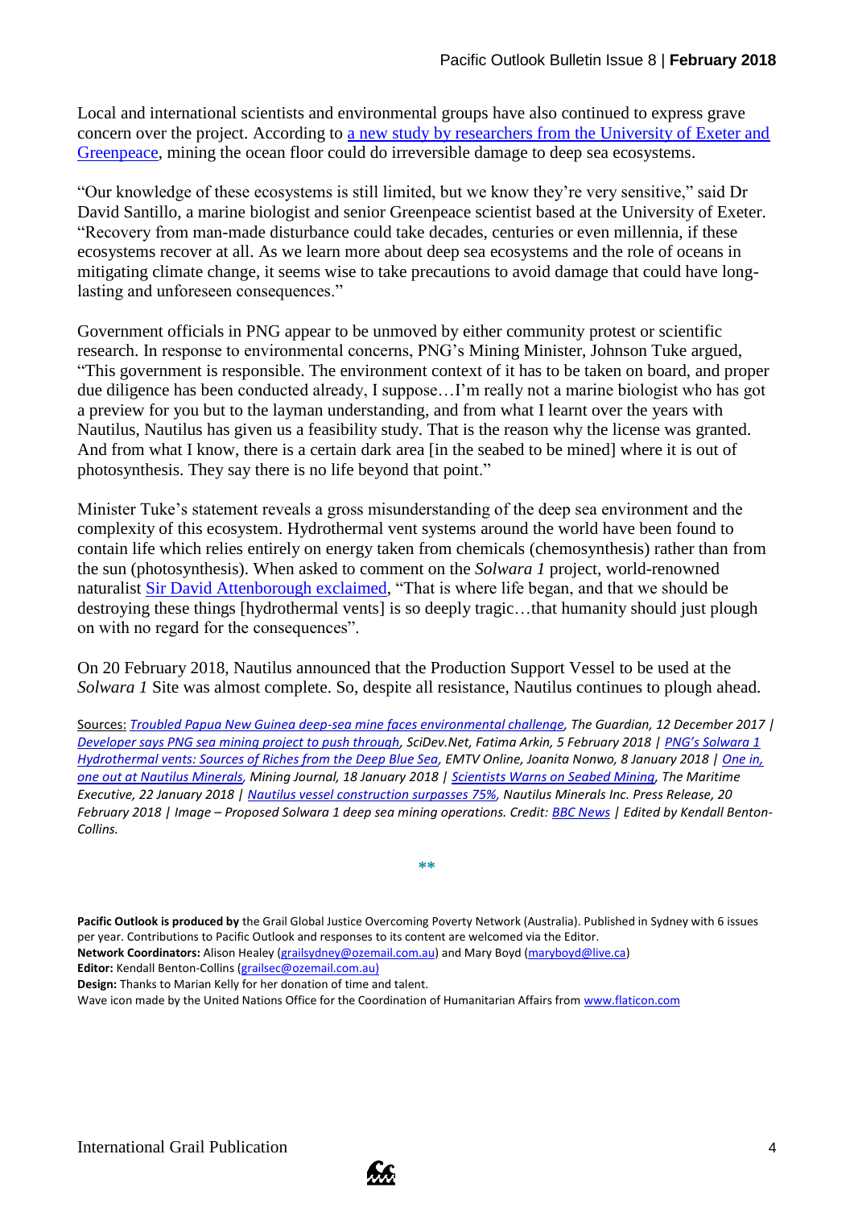Local and international scientists and environmental groups have also continued to express grave concern over the project. According to a new study by researchers from the University of Exeter and Greenpeace, mining the ocean floor could do irreversible damage to deep sea ecosystems.

"Our knowledge of these ecosystems is still limited, but we know they're very sensitive," said Dr David Santillo, a marine biologist and senior Greenpeace scientist based at the University of Exeter. "Recovery from man-made disturbance could take decades, centuries or even millennia, if these ecosystems recover at all. As we learn more about deep sea ecosystems and the role of oceans in mitigating climate change, it seems wise to take precautions to avoid damage that could have long-lasting and unforeseen consequences."

Government officials in PNG appear to be unmoved by either community protest or scientific research. In response to environmental concerns, PNG's Mining Minister, Johnson Tuke argued, "This government is responsible. The environment context of it has to be taken on board, and proper due diligence has been conducted already, I suppose…I'm really not a marine biologist who has got a preview for you but to the layman understanding, and from what I learnt over the years with Nautilus, Nautilus has given us a feasibility study. That is the reason why the license was granted. And from what I know, there is a certain dark area [in the seabed to be mined] where it is out of photosynthesis. They say there is no life beyond that point."

Minister Tuke's statement reveals a gross misunderstanding of the deep sea environment and the complexity of this ecosystem. Hydrothermal vent systems around the world have been found to contain life which relies entirely on energy taken from chemicals (chemosynthesis) rather than from the sun (photosynthesis). When asked to comment on the *Solwara 1* project, world-renowned naturalist Sir David Attenborough exclaimed, "That is where life began, and that we should be destroying these things [hydrothermal vents] is so deeply tragic…that humanity should just plough on with no regard for the consequences".

On 20 February 2018, Nautilus announced that the Production Support Vessel to be used at the *Solwara 1* Site was almost complete. So, despite all resistance, Nautilus continues to plough ahead.

Sources: *Troubled Papua New Guinea deep-sea mine faces environmental challenge, The Guardian, 12 December 2017 | Developer says PNG sea mining project to push through, SciDev.Net, Fatima Arkin, 5 February 2018 | PNG's Solwara 1 Hydrothermal vents: Sources of Riches from the Deep Blue Sea, EMTV Online, Joanita Nonwo, 8 January 2018 | One in, one out at Nautilus Minerals, Mining Journal, 18 January 2018 | Scientists Warns on Seabed Mining, The Maritime Executive, 22 January 2018 | Nautilus vessel construction surpasses 75%, Nautilus Minerals Inc. Press Release, 20 February 2018 | Image – Proposed Solwara 1 deep sea mining operations. Credit: BBC News | Edited by Kendall Benton-Collins.*

**

**Pacific Outlook is produced by** the Grail Global Justice Overcoming Poverty Network (Australia). Published in Sydney with 6 issues per year. Contributions to Pacific Outlook and responses to its content are welcomed via the Editor.
**Network Coordinators:** Alison Healey (grailsydney@ozemail.com.au) and Mary Boyd (maryboyd@live.ca)
**Editor:** Kendall Benton-Collins (grailsec@ozemail.com.au)
**Design:** Thanks to Marian Kelly for her donation of time and talent.
Wave icon made by the United Nations Office for the Coordination of Humanitarian Affairs from www.flaticon.com